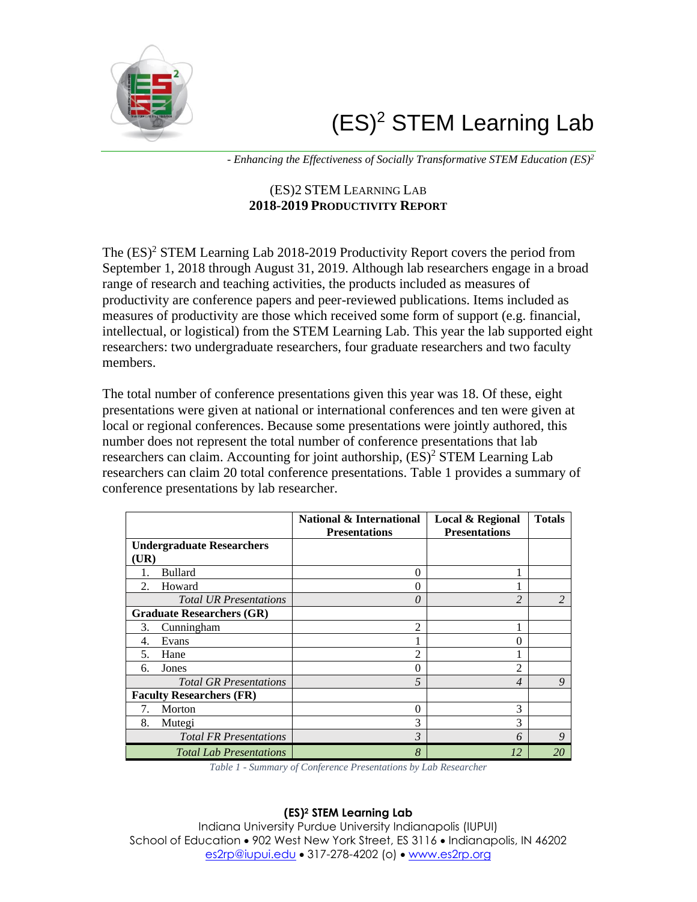# (ES)$^2$ STEM Learning Lab

*- Enhancing the Effectiveness of Socially Transformative STEM Education (ES)$^2$*

## (ES)2 STEM Learning Lab
## **2018-2019 Productivity Report**

The (ES)$^2$ STEM Learning Lab 2018-2019 Productivity Report covers the period from September 1, 2018 through August 31, 2019. Although lab researchers engage in a broad range of research and teaching activities, the products included as measures of productivity are conference papers and peer-reviewed publications. Items included as measures of productivity are those which received some form of support (e.g. financial, intellectual, or logistical) from the STEM Learning Lab. This year the lab supported eight researchers: two undergraduate researchers, four graduate researchers and two faculty members.

The total number of conference presentations given this year was 18. Of these, eight presentations were given at national or international conferences and ten were given at local or regional conferences. Because some presentations were jointly authored, this number does not represent the total number of conference presentations that lab researchers can claim. Accounting for joint authorship, (ES)$^2$ STEM Learning Lab researchers can claim 20 total conference presentations. Table 1 provides a summary of conference presentations by lab researcher.

| | National & International Presentations | Local & Regional Presentations | Totals |
|---|---|---|---|
| **Undergraduate Researchers (UR)** | | | |
| 1. Bullard | 0 | 1 | |
| 2. Howard | 0 | 1 | |
| *Total UR Presentations* | *0* | *2* | *2* |
| **Graduate Researchers (GR)** | | | |
| 3. Cunningham | 2 | 1 | |
| 4. Evans | 1 | 0 | |
| 5. Hane | 2 | 1 | |
| 6. Jones | 0 | 2 | |
| *Total GR Presentations* | *5* | *4* | *9* |
| **Faculty Researchers (FR)** | | | |
| 7. Morton | 0 | 3 | |
| 8. Mutegi | 3 | 3 | |
| *Total FR Presentations* | *3* | *6* | *9* |
| *Total Lab Presentations* | *8* | *12* | *20* |

*Table 1 - Summary of Conference Presentations by Lab Researcher*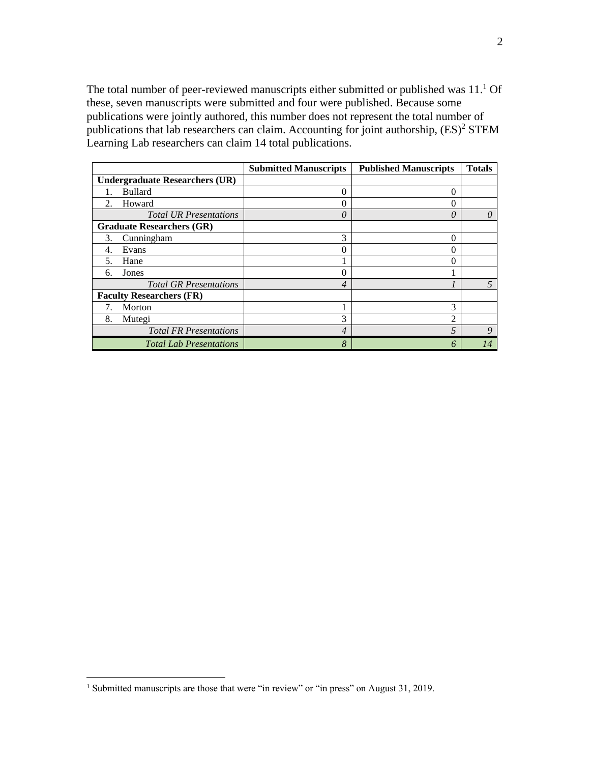The total number of peer-reviewed manuscripts either submitted or published was 11.[1] Of these, seven manuscripts were submitted and four were published. Because some publications were jointly authored, this number does not represent the total number of publications that lab researchers can claim. Accounting for joint authorship, (ES)$^2$ STEM Learning Lab researchers can claim 14 total publications.

| | Submitted Manuscripts | Published Manuscripts | Totals |
|---|---|---|---|
| **Undergraduate Researchers (UR)** | | | |
| 1. Bullard | 0 | 0 | |
| 2. Howard | 0 | 0 | |
| *Total UR Presentations* | *0* | *0* | *0* |
| **Graduate Researchers (GR)** | | | |
| 3. Cunningham | 3 | 0 | |
| 4. Evans | 0 | 0 | |
| 5. Hane | 1 | 0 | |
| 6. Jones | 0 | 1 | |
| *Total GR Presentations* | *4* | *1* | *5* |
| **Faculty Researchers (FR)** | | | |
| 7. Morton | 1 | 3 | |
| 8. Mutegi | 3 | 2 | |
| *Total FR Presentations* | *4* | *5* | *9* |
| *Total Lab Presentations* | *8* | *6* | *14* |

[1] Submitted manuscripts are those that were "in review" or "in press" on August 31, 2019.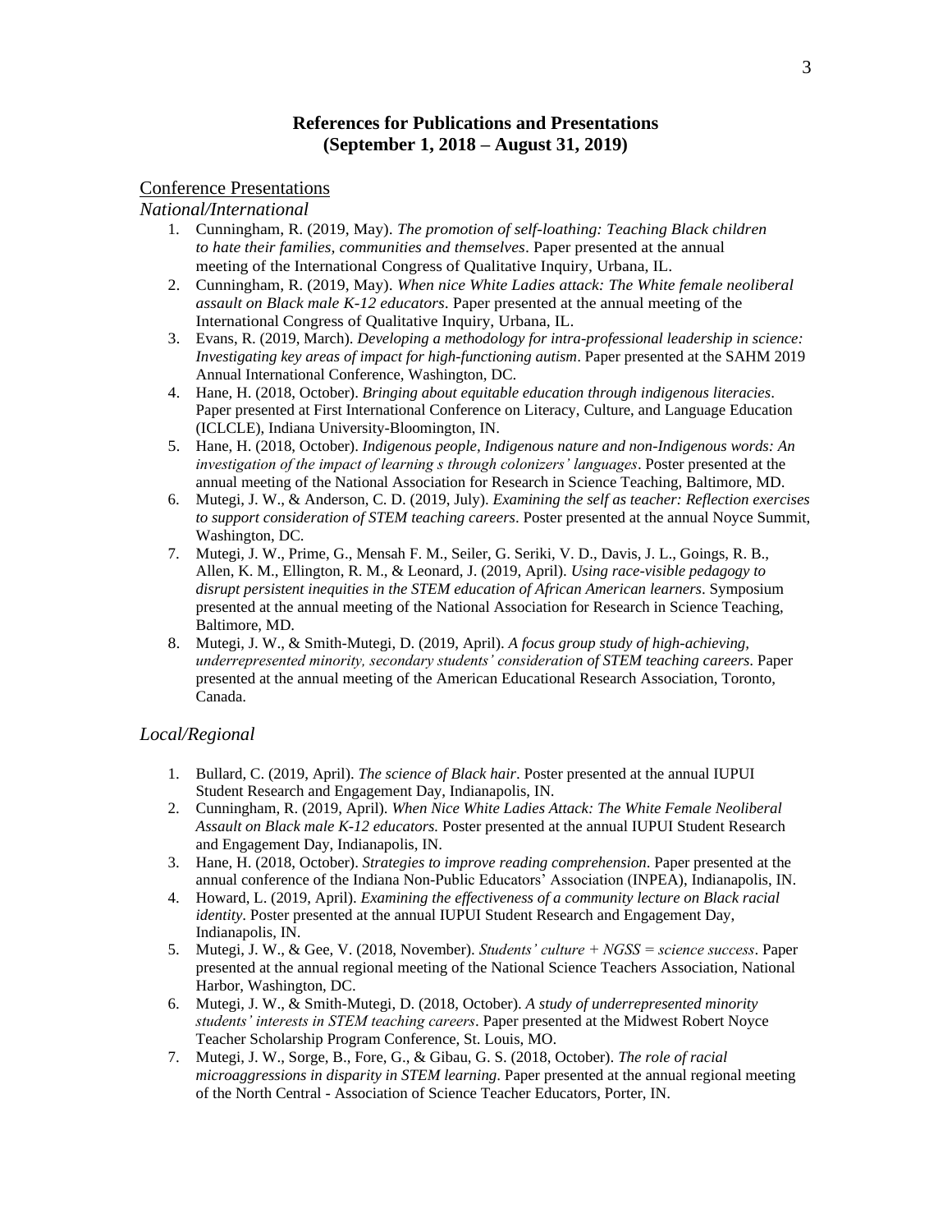## References for Publications and Presentations (September 1, 2018 – August 31, 2019)

### Conference Presentations

#### *National/International*

1. Cunningham, R. (2019, May). *The promotion of self-loathing: Teaching Black children to hate their families, communities and themselves*. Paper presented at the annual meeting of the International Congress of Qualitative Inquiry, Urbana, IL.
2. Cunningham, R. (2019, May). *When nice White Ladies attack: The White female neoliberal assault on Black male K-12 educators*. Paper presented at the annual meeting of the International Congress of Qualitative Inquiry, Urbana, IL.
3. Evans, R. (2019, March). *Developing a methodology for intra-professional leadership in science: Investigating key areas of impact for high-functioning autism*. Paper presented at the SAHM 2019 Annual International Conference, Washington, DC.
4. Hane, H. (2018, October). *Bringing about equitable education through indigenous literacies*. Paper presented at First International Conference on Literacy, Culture, and Language Education (ICLCLE), Indiana University-Bloomington, IN.
5. Hane, H. (2018, October). *Indigenous people, Indigenous nature and non-Indigenous words: An investigation of the impact of learning s through colonizers' languages*. Poster presented at the annual meeting of the National Association for Research in Science Teaching, Baltimore, MD.
6. Mutegi, J. W., & Anderson, C. D. (2019, July). *Examining the self as teacher: Reflection exercises to support consideration of STEM teaching careers*. Poster presented at the annual Noyce Summit, Washington, DC.
7. Mutegi, J. W., Prime, G., Mensah F. M., Seiler, G. Seriki, V. D., Davis, J. L., Goings, R. B., Allen, K. M., Ellington, R. M., & Leonard, J. (2019, April). *Using race-visible pedagogy to disrupt persistent inequities in the STEM education of African American learners*. Symposium presented at the annual meeting of the National Association for Research in Science Teaching, Baltimore, MD.
8. Mutegi, J. W., & Smith-Mutegi, D. (2019, April). *A focus group study of high-achieving, underrepresented minority, secondary students' consideration of STEM teaching careers*. Paper presented at the annual meeting of the American Educational Research Association, Toronto, Canada.

#### *Local/Regional*

1. Bullard, C. (2019, April). *The science of Black hair*. Poster presented at the annual IUPUI Student Research and Engagement Day, Indianapolis, IN.
2. Cunningham, R. (2019, April). *When Nice White Ladies Attack: The White Female Neoliberal Assault on Black male K-12 educators.* Poster presented at the annual IUPUI Student Research and Engagement Day, Indianapolis, IN.
3. Hane, H. (2018, October). *Strategies to improve reading comprehension*. Paper presented at the annual conference of the Indiana Non-Public Educators' Association (INPEA), Indianapolis, IN.
4. Howard, L. (2019, April). *Examining the effectiveness of a community lecture on Black racial identity*. Poster presented at the annual IUPUI Student Research and Engagement Day, Indianapolis, IN.
5. Mutegi, J. W., & Gee, V. (2018, November). *Students' culture + NGSS = science success*. Paper presented at the annual regional meeting of the National Science Teachers Association, National Harbor, Washington, DC.
6. Mutegi, J. W., & Smith-Mutegi, D. (2018, October). *A study of underrepresented minority students' interests in STEM teaching careers*. Paper presented at the Midwest Robert Noyce Teacher Scholarship Program Conference, St. Louis, MO.
7. Mutegi, J. W., Sorge, B., Fore, G., & Gibau, G. S. (2018, October). *The role of racial microaggressions in disparity in STEM learning*. Paper presented at the annual regional meeting of the North Central - Association of Science Teacher Educators, Porter, IN.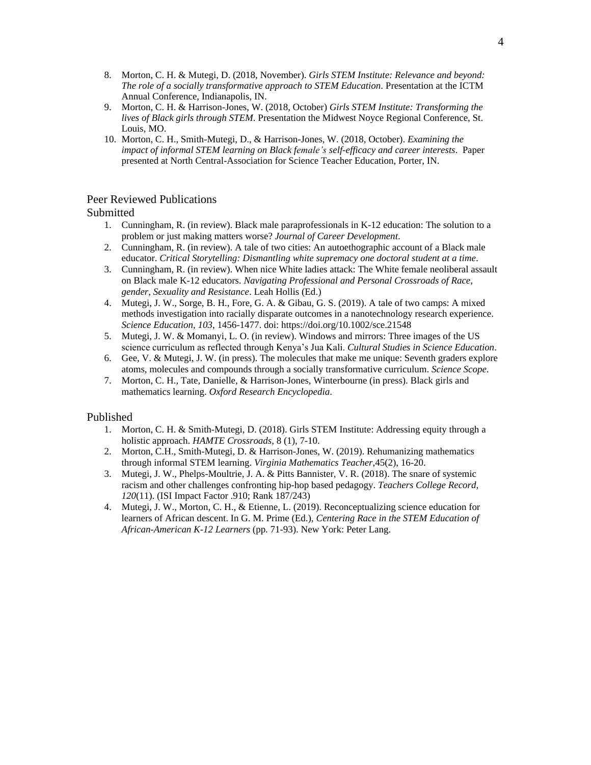8. Morton, C. H. & Mutegi, D. (2018, November). *Girls STEM Institute: Relevance and beyond: The role of a socially transformative approach to STEM Education*. Presentation at the ICTM Annual Conference, Indianapolis, IN.
9. Morton, C. H. & Harrison-Jones, W. (2018, October) *Girls STEM Institute: Transforming the lives of Black girls through STEM*. Presentation the Midwest Noyce Regional Conference, St. Louis, MO.
10. Morton, C. H., Smith-Mutegi, D., & Harrison-Jones, W. (2018, October). *Examining the impact of informal STEM learning on Black female's self-efficacy and career interests*. Paper presented at North Central-Association for Science Teacher Education, Porter, IN.

## Peer Reviewed Publications

### Submitted

1. Cunningham, R. (in review). Black male paraprofessionals in K-12 education: The solution to a problem or just making matters worse? *Journal of Career Development*.
2. Cunningham, R. (in review). A tale of two cities: An autoethographic account of a Black male educator. *Critical Storytelling: Dismantling white supremacy one doctoral student at a time*.
3. Cunningham, R. (in review). When nice White ladies attack: The White female neoliberal assault on Black male K-12 educators. *Navigating Professional and Personal Crossroads of Race, gender, Sexuality and Resistance*. Leah Hollis (Ed.)
4. Mutegi, J. W., Sorge, B. H., Fore, G. A. & Gibau, G. S. (2019). A tale of two camps: A mixed methods investigation into racially disparate outcomes in a nanotechnology research experience. *Science Education, 103*, 1456-1477. doi: https://doi.org/10.1002/sce.21548
5. Mutegi, J. W. & Momanyi, L. O. (in review). Windows and mirrors: Three images of the US science curriculum as reflected through Kenya's Jua Kali. *Cultural Studies in Science Education*.
6. Gee, V. & Mutegi, J. W. (in press). The molecules that make me unique: Seventh graders explore atoms, molecules and compounds through a socially transformative curriculum. *Science Scope*.
7. Morton, C. H., Tate, Danielle, & Harrison-Jones, Winterbourne (in press). Black girls and mathematics learning. *Oxford Research Encyclopedia*.

### Published

1. Morton, C. H. & Smith-Mutegi, D. (2018). Girls STEM Institute: Addressing equity through a holistic approach. *HAMTE Crossroads*, 8 (1), 7-10.
2. Morton, C.H., Smith-Mutegi, D. & Harrison-Jones, W. (2019). Rehumanizing mathematics through informal STEM learning. *Virginia Mathematics Teacher*,45(2), 16-20.
3. Mutegi, J. W., Phelps-Moultrie, J. A. & Pitts Bannister, V. R. (2018). The snare of systemic racism and other challenges confronting hip-hop based pedagogy. *Teachers College Record, 120*(11). (ISI Impact Factor .910; Rank 187/243)
4. Mutegi, J. W., Morton, C. H., & Etienne, L. (2019). Reconceptualizing science education for learners of African descent. In G. M. Prime (Ed.), *Centering Race in the STEM Education of African-American K-12 Learners* (pp. 71-93). New York: Peter Lang.